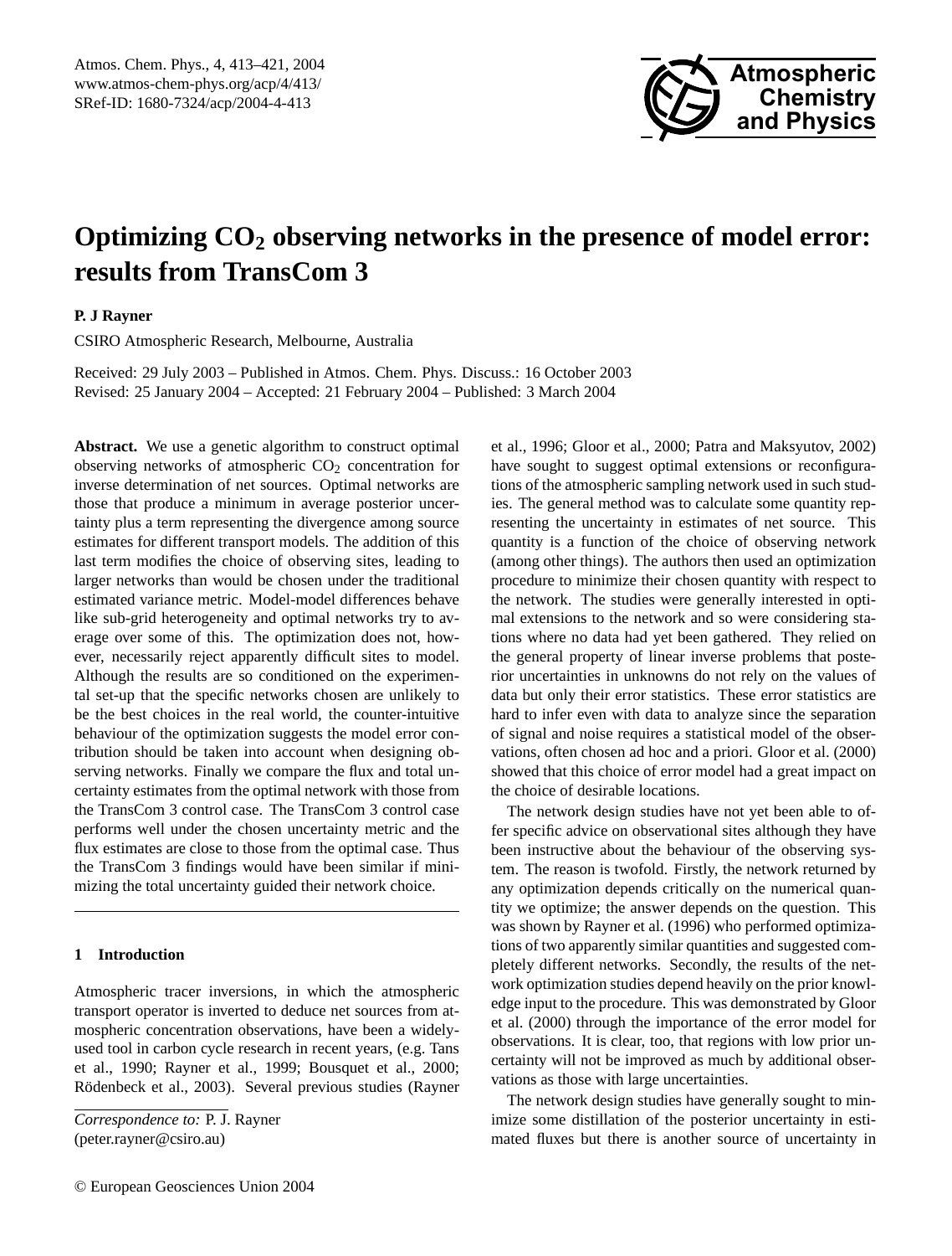# Optimizing $CO_2$ observing networks in the presence of model error: results from TransCom 3

**P. J Rayner**

CSIRO Atmospheric Research, Melbourne, Australia

Received: 29 July 2003 – Published in Atmos. Chem. Phys. Discuss.: 16 October 2003
Revised: 25 January 2004 – Accepted: 21 February 2004 – Published: 3 March 2004

**Abstract.** We use a genetic algorithm to construct optimal observing networks of atmospheric $CO_2$ concentration for inverse determination of net sources. Optimal networks are those that produce a minimum in average posterior uncertainty plus a term representing the divergence among source estimates for different transport models. The addition of this last term modifies the choice of observing sites, leading to larger networks than would be chosen under the traditional estimated variance metric. Model-model differences behave like sub-grid heterogeneity and optimal networks try to average over some of this. The optimization does not, however, necessarily reject apparently difficult sites to model. Although the results are so conditioned on the experimental set-up that the specific networks chosen are unlikely to be the best choices in the real world, the counter-intuitive behaviour of the optimization suggests the model error contribution should be taken into account when designing observing networks. Finally we compare the flux and total uncertainty estimates from the optimal network with those from the TransCom 3 control case. The TransCom 3 control case performs well under the chosen uncertainty metric and the flux estimates are close to those from the optimal case. Thus the TransCom 3 findings would have been similar if minimizing the total uncertainty guided their network choice.

## 1 Introduction

Atmospheric tracer inversions, in which the atmospheric transport operator is inverted to deduce net sources from atmospheric concentration observations, have been a widely-used tool in carbon cycle research in recent years, (e.g. Tans et al., 1990; Rayner et al., 1999; Bousquet et al., 2000; Rödenbeck et al., 2003). Several previous studies (Rayner et al., 1996; Gloor et al., 2000; Patra and Maksyutov, 2002) have sought to suggest optimal extensions or reconfigurations of the atmospheric sampling network used in such studies. The general method was to calculate some quantity representing the uncertainty in estimates of net source. This quantity is a function of the choice of observing network (among other things). The authors then used an optimization procedure to minimize their chosen quantity with respect to the network. The studies were generally interested in optimal extensions to the network and so were considering stations where no data had yet been gathered. They relied on the general property of linear inverse problems that posterior uncertainties in unknowns do not rely on the values of data but only their error statistics. These error statistics are hard to infer even with data to analyze since the separation of signal and noise requires a statistical model of the observations, often chosen ad hoc and a priori. Gloor et al. (2000) showed that this choice of error model had a great impact on the choice of desirable locations.

The network design studies have not yet been able to offer specific advice on observational sites although they have been instructive about the behaviour of the observing system. The reason is twofold. Firstly, the network returned by any optimization depends critically on the numerical quantity we optimize; the answer depends on the question. This was shown by Rayner et al. (1996) who performed optimizations of two apparently similar quantities and suggested completely different networks. Secondly, the results of the network optimization studies depend heavily on the prior knowledge input to the procedure. This was demonstrated by Gloor et al. (2000) through the importance of the error model for observations. It is clear, too, that regions with low prior uncertainty will not be improved as much by additional observations as those with large uncertainties.

The network design studies have generally sought to minimize some distillation of the posterior uncertainty in estimated fluxes but there is another source of uncertainty in

*Correspondence to:* P. J. Rayner
(peter.rayner@csiro.au)

© European Geosciences Union 2004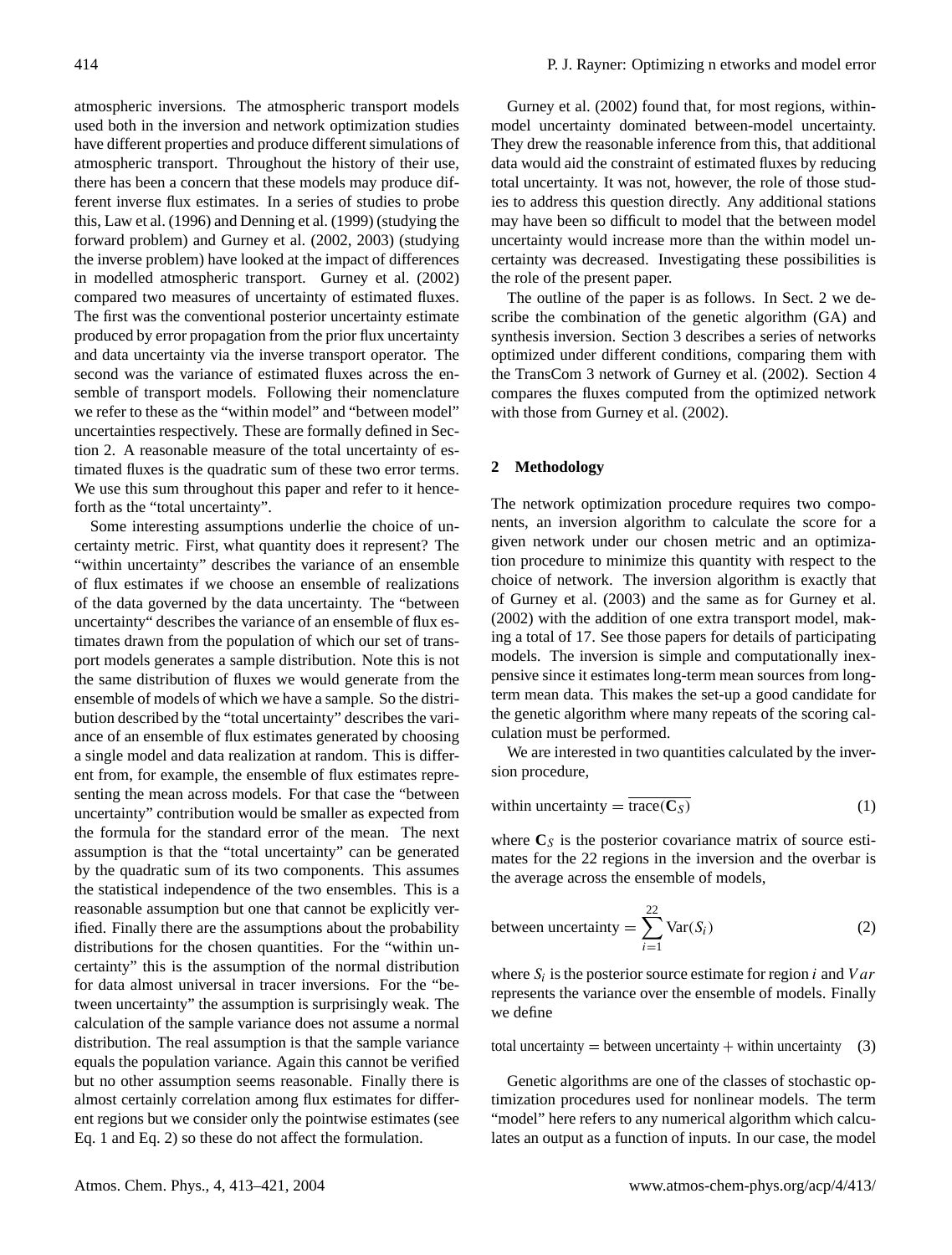atmospheric inversions. The atmospheric transport models used both in the inversion and network optimization studies have different properties and produce different simulations of atmospheric transport. Throughout the history of their use, there has been a concern that these models may produce different inverse flux estimates. In a series of studies to probe this, Law et al. (1996) and Denning et al. (1999) (studying the forward problem) and Gurney et al. (2002, 2003) (studying the inverse problem) have looked at the impact of differences in modelled atmospheric transport. Gurney et al. (2002) compared two measures of uncertainty of estimated fluxes. The first was the conventional posterior uncertainty estimate produced by error propagation from the prior flux uncertainty and data uncertainty via the inverse transport operator. The second was the variance of estimated fluxes across the ensemble of transport models. Following their nomenclature we refer to these as the "within model" and "between model" uncertainties respectively. These are formally defined in Section 2. A reasonable measure of the total uncertainty of estimated fluxes is the quadratic sum of these two error terms. We use this sum throughout this paper and refer to it henceforth as the "total uncertainty".

Some interesting assumptions underlie the choice of uncertainty metric. First, what quantity does it represent? The "within uncertainty" describes the variance of an ensemble of flux estimates if we choose an ensemble of realizations of the data governed by the data uncertainty. The "between uncertainty" describes the variance of an ensemble of flux estimates drawn from the population of which our set of transport models generates a sample distribution. Note this is not the same distribution of fluxes we would generate from the ensemble of models of which we have a sample. So the distribution described by the "total uncertainty" describes the variance of an ensemble of flux estimates generated by choosing a single model and data realization at random. This is different from, for example, the ensemble of flux estimates representing the mean across models. For that case the "between uncertainty" contribution would be smaller as expected from the formula for the standard error of the mean. The next assumption is that the "total uncertainty" can be generated by the quadratic sum of its two components. This assumes the statistical independence of the two ensembles. This is a reasonable assumption but one that cannot be explicitly verified. Finally there are the assumptions about the probability distributions for the chosen quantities. For the "within uncertainty" this is the assumption of the normal distribution for data almost universal in tracer inversions. For the "between uncertainty" the assumption is surprisingly weak. The calculation of the sample variance does not assume a normal distribution. The real assumption is that the sample variance equals the population variance. Again this cannot be verified but no other assumption seems reasonable. Finally there is almost certainly correlation among flux estimates for different regions but we consider only the pointwise estimates (see Eq. 1 and Eq. 2) so these do not affect the formulation.

Gurney et al. (2002) found that, for most regions, within-model uncertainty dominated between-model uncertainty. They drew the reasonable inference from this, that additional data would aid the constraint of estimated fluxes by reducing total uncertainty. It was not, however, the role of those studies to address this question directly. Any additional stations may have been so difficult to model that the between model uncertainty would increase more than the within model uncertainty was decreased. Investigating these possibilities is the role of the present paper.

The outline of the paper is as follows. In Sect. 2 we describe the combination of the genetic algorithm (GA) and synthesis inversion. Section 3 describes a series of networks optimized under different conditions, comparing them with the TransCom 3 network of Gurney et al. (2002). Section 4 compares the fluxes computed from the optimized network with those from Gurney et al. (2002).

## 2 Methodology

The network optimization procedure requires two components, an inversion algorithm to calculate the score for a given network under our chosen metric and an optimization procedure to minimize this quantity with respect to the choice of network. The inversion algorithm is exactly that of Gurney et al. (2003) and the same as for Gurney et al. (2002) with the addition of one extra transport model, making a total of 17. See those papers for details of participating models. The inversion is simple and computationally inexpensive since it estimates long-term mean sources from long-term mean data. This makes the set-up a good candidate for the genetic algorithm where many repeats of the scoring calculation must be performed.

We are interested in two quantities calculated by the inversion procedure,

$$\text{within uncertainty} = \overline{\text{trace}(\mathbf{C}_S)} \tag{1}$$

where $\mathbf{C}_S$ is the posterior covariance matrix of source estimates for the 22 regions in the inversion and the overbar is the average across the ensemble of models,

$$\text{between uncertainty} = \sum_{i=1}^{22} \text{Var}(S_i) \tag{2}$$

where $S_i$ is the posterior source estimate for region $i$ and $Var$ represents the variance over the ensemble of models. Finally we define

$$\text{total uncertainty} = \text{between uncertainty} + \text{within uncertainty} \tag{3}$$

Genetic algorithms are one of the classes of stochastic optimization procedures used for nonlinear models. The term "model" here refers to any numerical algorithm which calculates an output as a function of inputs. In our case, the model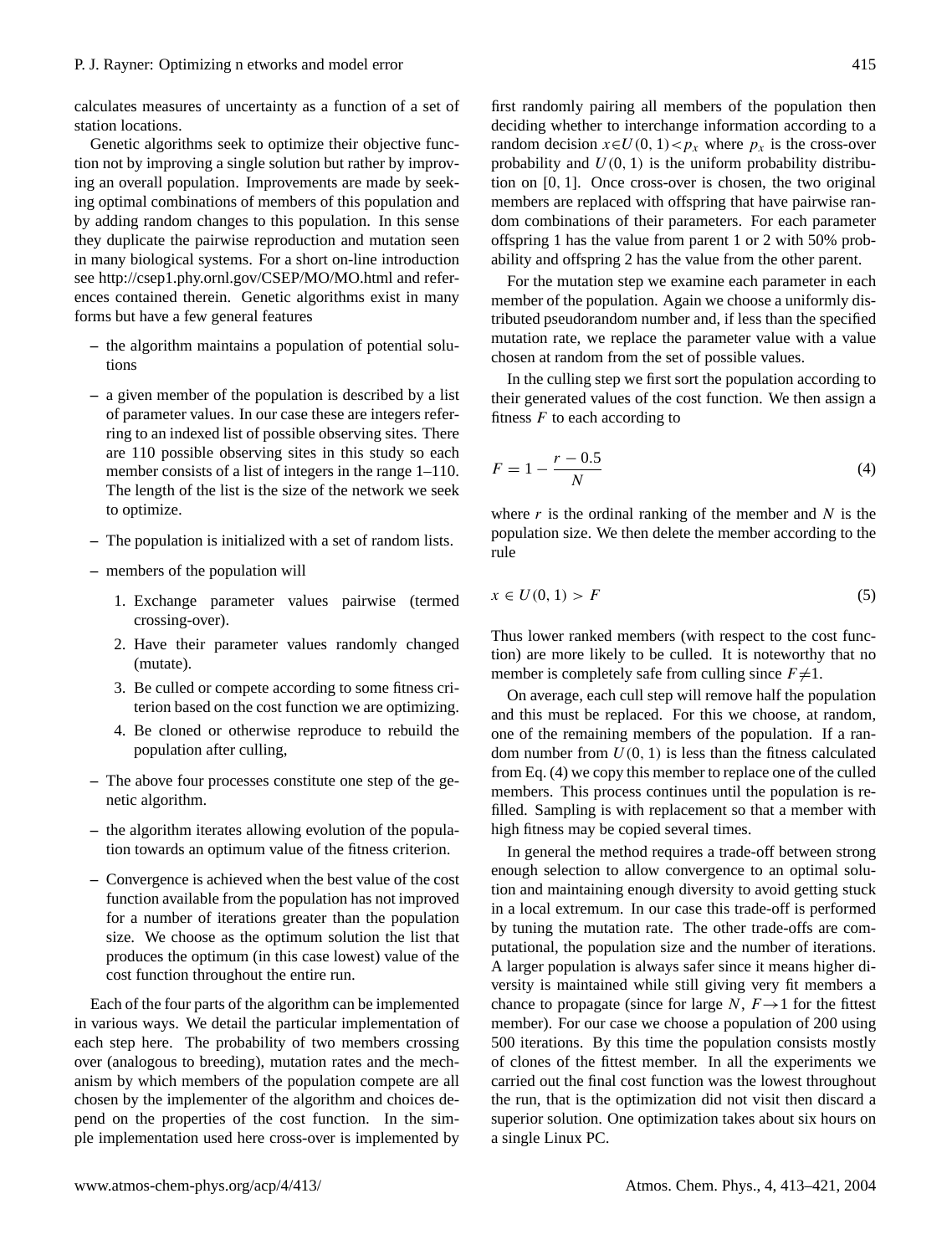calculates measures of uncertainty as a function of a set of station locations.

Genetic algorithms seek to optimize their objective function not by improving a single solution but rather by improving an overall population. Improvements are made by seeking optimal combinations of members of this population and by adding random changes to this population. In this sense they duplicate the pairwise reproduction and mutation seen in many biological systems. For a short on-line introduction see http://csep1.phy.ornl.gov/CSEP/MO/MO.html and references contained therein. Genetic algorithms exist in many forms but have a few general features

- the algorithm maintains a population of potential solutions
- a given member of the population is described by a list of parameter values. In our case these are integers referring to an indexed list of possible observing sites. There are 110 possible observing sites in this study so each member consists of a list of integers in the range 1–110. The length of the list is the size of the network we seek to optimize.
- The population is initialized with a set of random lists.
- members of the population will
  1. Exchange parameter values pairwise (termed crossing-over).
  2. Have their parameter values randomly changed (mutate).
  3. Be culled or compete according to some fitness criterion based on the cost function we are optimizing.
  4. Be cloned or otherwise reproduce to rebuild the population after culling,
- The above four processes constitute one step of the genetic algorithm.
- the algorithm iterates allowing evolution of the population towards an optimum value of the fitness criterion.
- Convergence is achieved when the best value of the cost function available from the population has not improved for a number of iterations greater than the population size. We choose as the optimum solution the list that produces the optimum (in this case lowest) value of the cost function throughout the entire run.

Each of the four parts of the algorithm can be implemented in various ways. We detail the particular implementation of each step here. The probability of two members crossing over (analogous to breeding), mutation rates and the mechanism by which members of the population compete are all chosen by the implementer of the algorithm and choices depend on the properties of the cost function. In the simple implementation used here cross-over is implemented by first randomly pairing all members of the population then deciding whether to interchange information according to a random decision $x \in U(0, 1) < p_x$ where $p_x$ is the cross-over probability and $U(0, 1)$ is the uniform probability distribution on $[0, 1]$. Once cross-over is chosen, the two original members are replaced with offspring that have pairwise random combinations of their parameters. For each parameter offspring 1 has the value from parent 1 or 2 with 50% probability and offspring 2 has the value from the other parent.

For the mutation step we examine each parameter in each member of the population. Again we choose a uniformly distributed pseudorandom number and, if less than the specified mutation rate, we replace the parameter value with a value chosen at random from the set of possible values.

In the culling step we first sort the population according to their generated values of the cost function. We then assign a fitness $F$ to each according to

$$F = 1 - \frac{r - 0.5}{N} \tag{4}$$

where $r$ is the ordinal ranking of the member and $N$ is the population size. We then delete the member according to the rule

$$x \in U(0, 1) > F \tag{5}$$

Thus lower ranked members (with respect to the cost function) are more likely to be culled. It is noteworthy that no member is completely safe from culling since $F \neq 1$.

On average, each cull step will remove half the population and this must be replaced. For this we choose, at random, one of the remaining members of the population. If a random number from $U(0, 1)$ is less than the fitness calculated from Eq. (4) we copy this member to replace one of the culled members. This process continues until the population is refilled. Sampling is with replacement so that a member with high fitness may be copied several times.

In general the method requires a trade-off between strong enough selection to allow convergence to an optimal solution and maintaining enough diversity to avoid getting stuck in a local extremum. In our case this trade-off is performed by tuning the mutation rate. The other trade-offs are computational, the population size and the number of iterations. A larger population is always safer since it means higher diversity is maintained while still giving very fit members a chance to propagate (since for large $N$, $F \rightarrow 1$ for the fittest member). For our case we choose a population of 200 using 500 iterations. By this time the population consists mostly of clones of the fittest member. In all the experiments we carried out the final cost function was the lowest throughout the run, that is the optimization did not visit then discard a superior solution. One optimization takes about six hours on a single Linux PC.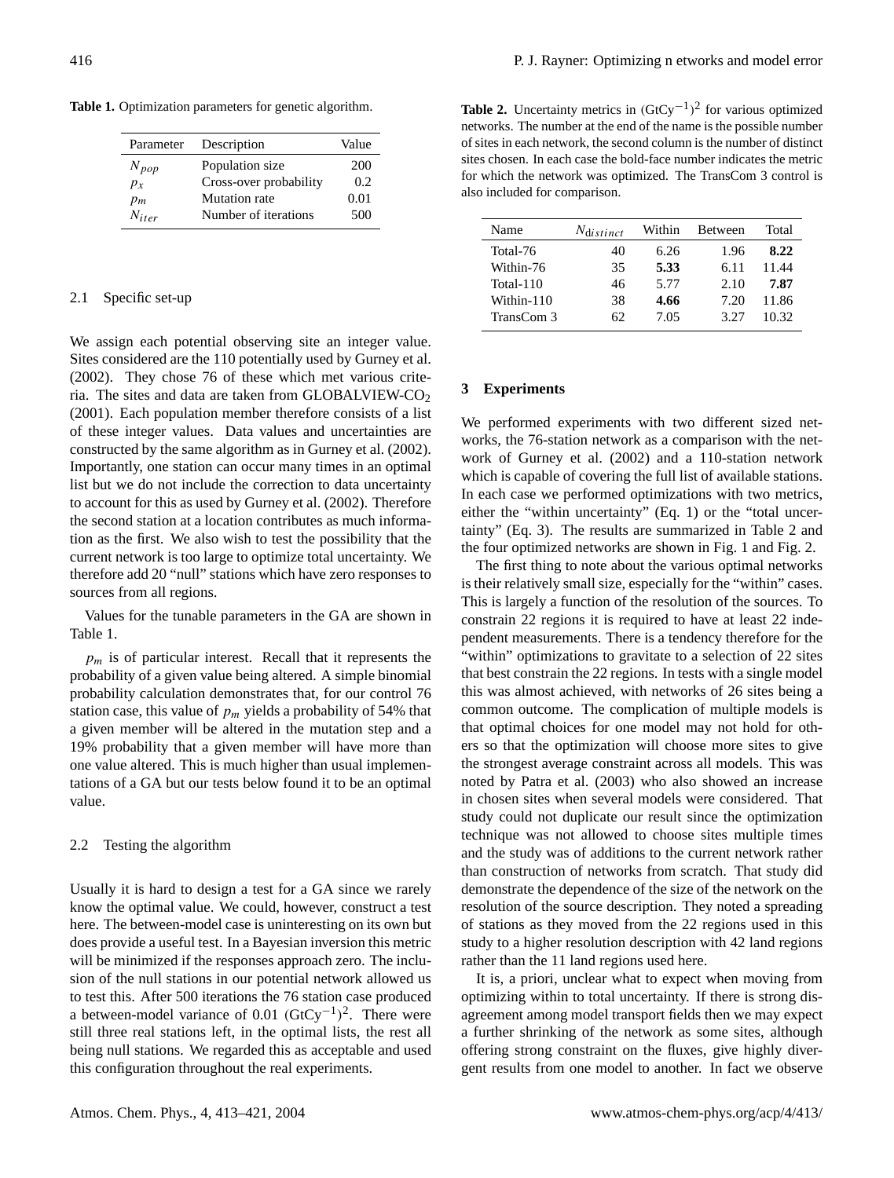**Table 1.** Optimization parameters for genetic algorithm.

| Parameter | Description | Value |
|---|---|---|
| $N_{pop}$ | Population size | 200 |
| $p_x$ | Cross-over probability | 0.2 |
| $p_m$ | Mutation rate | 0.01 |
| $N_{iter}$ | Number of iterations | 500 |

### 2.1 Specific set-up

We assign each potential observing site an integer value. Sites considered are the 110 potentially used by Gurney et al. (2002). They chose 76 of these which met various criteria. The sites and data are taken from GLOBALVIEW-$CO_2$ (2001). Each population member therefore consists of a list of these integer values. Data values and uncertainties are constructed by the same algorithm as in Gurney et al. (2002). Importantly, one station can occur many times in an optimal list but we do not include the correction to data uncertainty to account for this as used by Gurney et al. (2002). Therefore the second station at a location contributes as much information as the first. We also wish to test the possibility that the current network is too large to optimize total uncertainty. We therefore add 20 "null" stations which have zero responses to sources from all regions.

Values for the tunable parameters in the GA are shown in Table 1.

$p_m$ is of particular interest. Recall that it represents the probability of a given value being altered. A simple binomial probability calculation demonstrates that, for our control 76 station case, this value of $p_m$ yields a probability of 54% that a given member will be altered in the mutation step and a 19% probability that a given member will have more than one value altered. This is much higher than usual implementations of a GA but our tests below found it to be an optimal value.

### 2.2 Testing the algorithm

Usually it is hard to design a test for a GA since we rarely know the optimal value. We could, however, construct a test here. The between-model case is uninteresting on its own but does provide a useful test. In a Bayesian inversion this metric will be minimized if the responses approach zero. The inclusion of the null stations in our potential network allowed us to test this. After 500 iterations the 76 station case produced a between-model variance of 0.01 $(\mathrm{GtCy}^{-1})^2$. There were still three real stations left, in the optimal lists, the rest all being null stations. We regarded this as acceptable and used this configuration throughout the real experiments.

**Table 2.** Uncertainty metrics in $(\mathrm{GtCy}^{-1})^2$ for various optimized networks. The number at the end of the name is the possible number of sites in each network, the second column is the number of distinct sites chosen. In each case the bold-face number indicates the metric for which the network was optimized. The TransCom 3 control is also included for comparison.

| Name | $N_{distinct}$ | Within | Between | Total |
|---|---|---|---|---|
| Total-76 | 40 | 6.26 | 1.96 | **8.22** |
| Within-76 | 35 | **5.33** | 6.11 | 11.44 |
| Total-110 | 46 | 5.77 | 2.10 | **7.87** |
| Within-110 | 38 | **4.66** | 7.20 | 11.86 |
| TransCom 3 | 62 | 7.05 | 3.27 | 10.32 |

## 3 Experiments

We performed experiments with two different sized networks, the 76-station network as a comparison with the network of Gurney et al. (2002) and a 110-station network which is capable of covering the full list of available stations. In each case we performed optimizations with two metrics, either the "within uncertainty" (Eq. 1) or the "total uncertainty" (Eq. 3). The results are summarized in Table 2 and the four optimized networks are shown in Fig. 1 and Fig. 2.

The first thing to note about the various optimal networks is their relatively small size, especially for the "within" cases. This is largely a function of the resolution of the sources. To constrain 22 regions it is required to have at least 22 independent measurements. There is a tendency therefore for the "within" optimizations to gravitate to a selection of 22 sites that best constrain the 22 regions. In tests with a single model this was almost achieved, with networks of 26 sites being a common outcome. The complication of multiple models is that optimal choices for one model may not hold for others so that the optimization will choose more sites to give the strongest average constraint across all models. This was noted by Patra et al. (2003) who also showed an increase in chosen sites when several models were considered. That study could not duplicate our result since the optimization technique was not allowed to choose sites multiple times and the study was of additions to the current network rather than construction of networks from scratch. That study did demonstrate the dependence of the size of the network on the resolution of the source description. They noted a spreading of stations as they moved from the 22 regions used in this study to a higher resolution description with 42 land regions rather than the 11 land regions used here.

It is, a priori, unclear what to expect when moving from optimizing within to total uncertainty. If there is strong disagreement among model transport fields then we may expect a further shrinking of the network as some sites, although offering strong constraint on the fluxes, give highly divergent results from one model to another. In fact we observe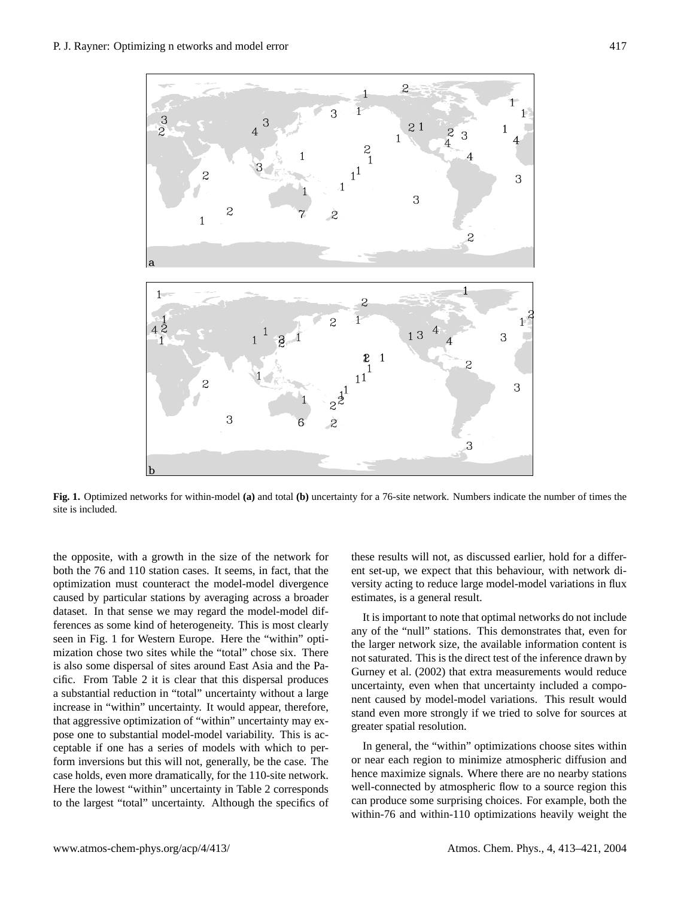**Fig. 1.** Optimized networks for within-model **(a)** and total **(b)** uncertainty for a 76-site network. Numbers indicate the number of times the site is included.

the opposite, with a growth in the size of the network for both the 76 and 110 station cases. It seems, in fact, that the optimization must counteract the model-model divergence caused by particular stations by averaging across a broader dataset. In that sense we may regard the model-model differences as some kind of heterogeneity. This is most clearly seen in Fig. 1 for Western Europe. Here the "within" optimization chose two sites while the "total" chose six. There is also some dispersal of sites around East Asia and the Pacific. From Table 2 it is clear that this dispersal produces a substantial reduction in "total" uncertainty without a large increase in "within" uncertainty. It would appear, therefore, that aggressive optimization of "within" uncertainty may expose one to substantial model-model variability. This is acceptable if one has a series of models with which to perform inversions but this will not, generally, be the case. The case holds, even more dramatically, for the 110-site network. Here the lowest "within" uncertainty in Table 2 corresponds to the largest "total" uncertainty. Although the specifics of these results will not, as discussed earlier, hold for a different set-up, we expect that this behaviour, with network diversity acting to reduce large model-model variations in flux estimates, is a general result.

It is important to note that optimal networks do not include any of the "null" stations. This demonstrates that, even for the larger network size, the available information content is not saturated. This is the direct test of the inference drawn by Gurney et al. (2002) that extra measurements would reduce uncertainty, even when that uncertainty included a component caused by model-model variations. This result would stand even more strongly if we tried to solve for sources at greater spatial resolution.

In general, the "within" optimizations choose sites within or near each region to minimize atmospheric diffusion and hence maximize signals. Where there are no nearby stations well-connected by atmospheric flow to a source region this can produce some surprising choices. For example, both the within-76 and within-110 optimizations heavily weight the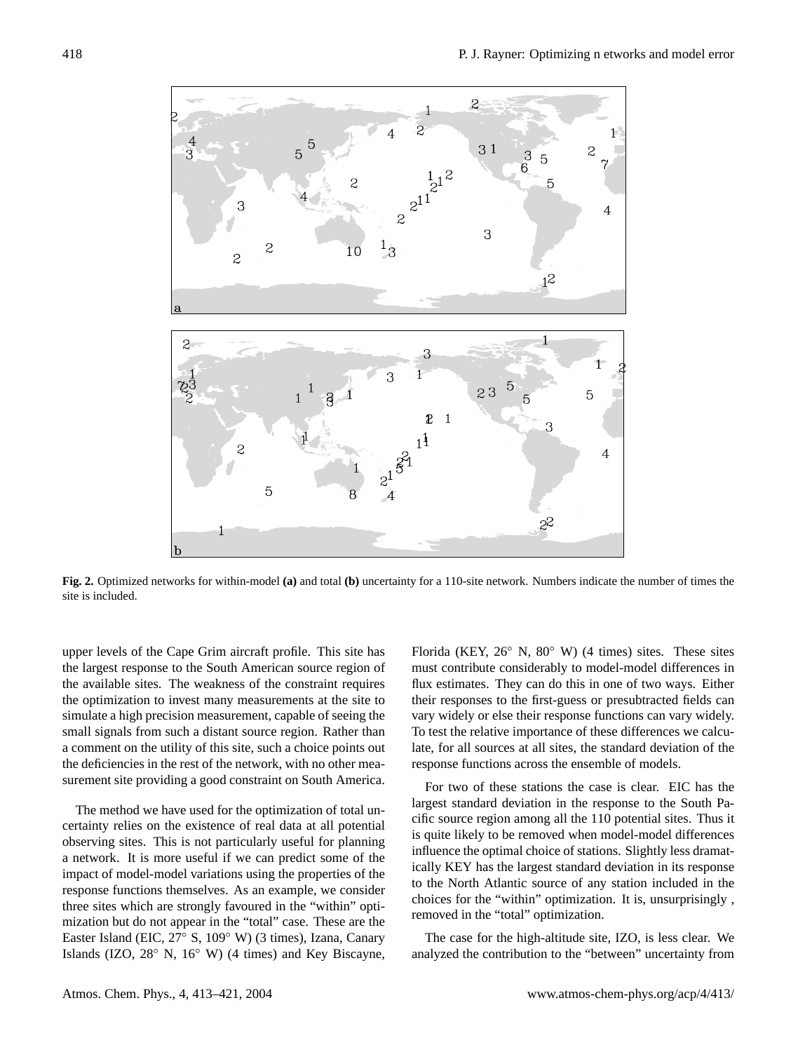**Fig. 2.** Optimized networks for within-model **(a)** and total **(b)** uncertainty for a 110-site network. Numbers indicate the number of times the site is included.

upper levels of the Cape Grim aircraft profile. This site has the largest response to the South American source region of the available sites. The weakness of the constraint requires the optimization to invest many measurements at the site to simulate a high precision measurement, capable of seeing the small signals from such a distant source region. Rather than a comment on the utility of this site, such a choice points out the deficiencies in the rest of the network, with no other measurement site providing a good constraint on South America.

The method we have used for the optimization of total uncertainty relies on the existence of real data at all potential observing sites. This is not particularly useful for planning a network. It is more useful if we can predict some of the impact of model-model variations using the properties of the response functions themselves. As an example, we consider three sites which are strongly favoured in the "within" optimization but do not appear in the "total" case. These are the Easter Island (EIC, 27° S, 109° W) (3 times), Izana, Canary Islands (IZO, 28° N, 16° W) (4 times) and Key Biscayne, Florida (KEY, 26° N, 80° W) (4 times) sites. These sites must contribute considerably to model-model differences in flux estimates. They can do this in one of two ways. Either their responses to the first-guess or presubtracted fields can vary widely or else their response functions can vary widely. To test the relative importance of these differences we calculate, for all sources at all sites, the standard deviation of the response functions across the ensemble of models.

For two of these stations the case is clear. EIC has the largest standard deviation in the response to the South Pacific source region among all the 110 potential sites. Thus it is quite likely to be removed when model-model differences influence the optimal choice of stations. Slightly less dramatically KEY has the largest standard deviation in its response to the North Atlantic source of any station included in the choices for the "within" optimization. It is, unsurprisingly , removed in the "total" optimization.

The case for the high-altitude site, IZO, is less clear. We analyzed the contribution to the "between" uncertainty from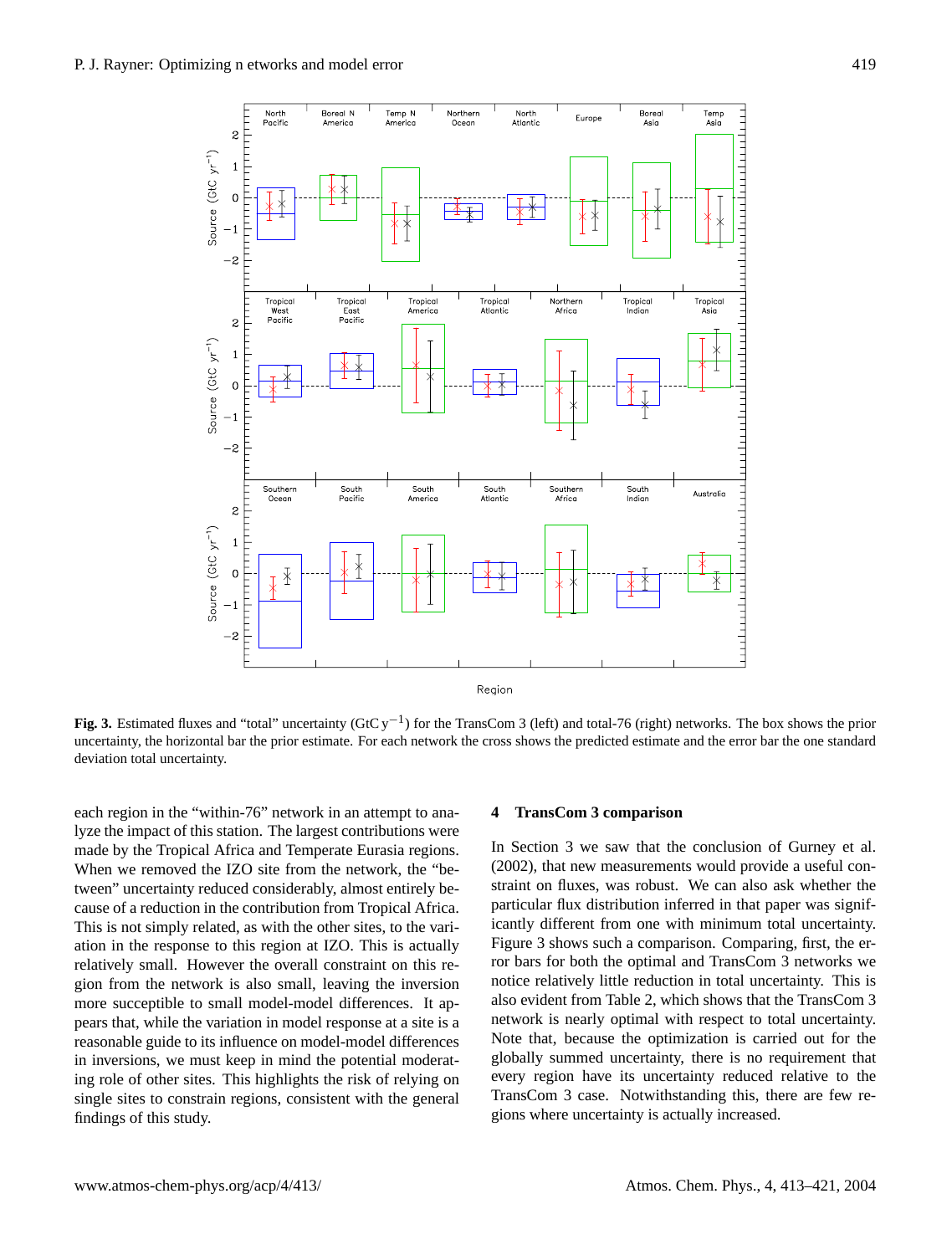**Fig. 3.** Estimated fluxes and "total" uncertainty (GtC y$^{-1}$) for the TransCom 3 (left) and total-76 (right) networks. The box shows the prior uncertainty, the horizontal bar the prior estimate. For each network the cross shows the predicted estimate and the error bar the one standard deviation total uncertainty.

each region in the "within-76" network in an attempt to analyze the impact of this station. The largest contributions were made by the Tropical Africa and Temperate Eurasia regions. When we removed the IZO site from the network, the "between" uncertainty reduced considerably, almost entirely because of a reduction in the contribution from Tropical Africa. This is not simply related, as with the other sites, to the variation in the response to this region at IZO. This is actually relatively small. However the overall constraint on this region from the network is also small, leaving the inversion more susceptible to small model-model differences. It appears that, while the variation in model response at a site is a reasonable guide to its influence on model-model differences in inversions, we must keep in mind the potential moderating role of other sites. This highlights the risk of relying on single sites to constrain regions, consistent with the general findings of this study.

## 4 TransCom 3 comparison

In Section 3 we saw that the conclusion of Gurney et al. (2002), that new measurements would provide a useful constraint on fluxes, was robust. We can also ask whether the particular flux distribution inferred in that paper was significantly different from one with minimum total uncertainty. Figure 3 shows such a comparison. Comparing, first, the error bars for both the optimal and TransCom 3 networks we notice relatively little reduction in total uncertainty. This is also evident from Table 2, which shows that the TransCom 3 network is nearly optimal with respect to total uncertainty. Note that, because the optimization is carried out for the globally summed uncertainty, there is no requirement that every region have its uncertainty reduced relative to the TransCom 3 case. Notwithstanding this, there are few regions where uncertainty is actually increased.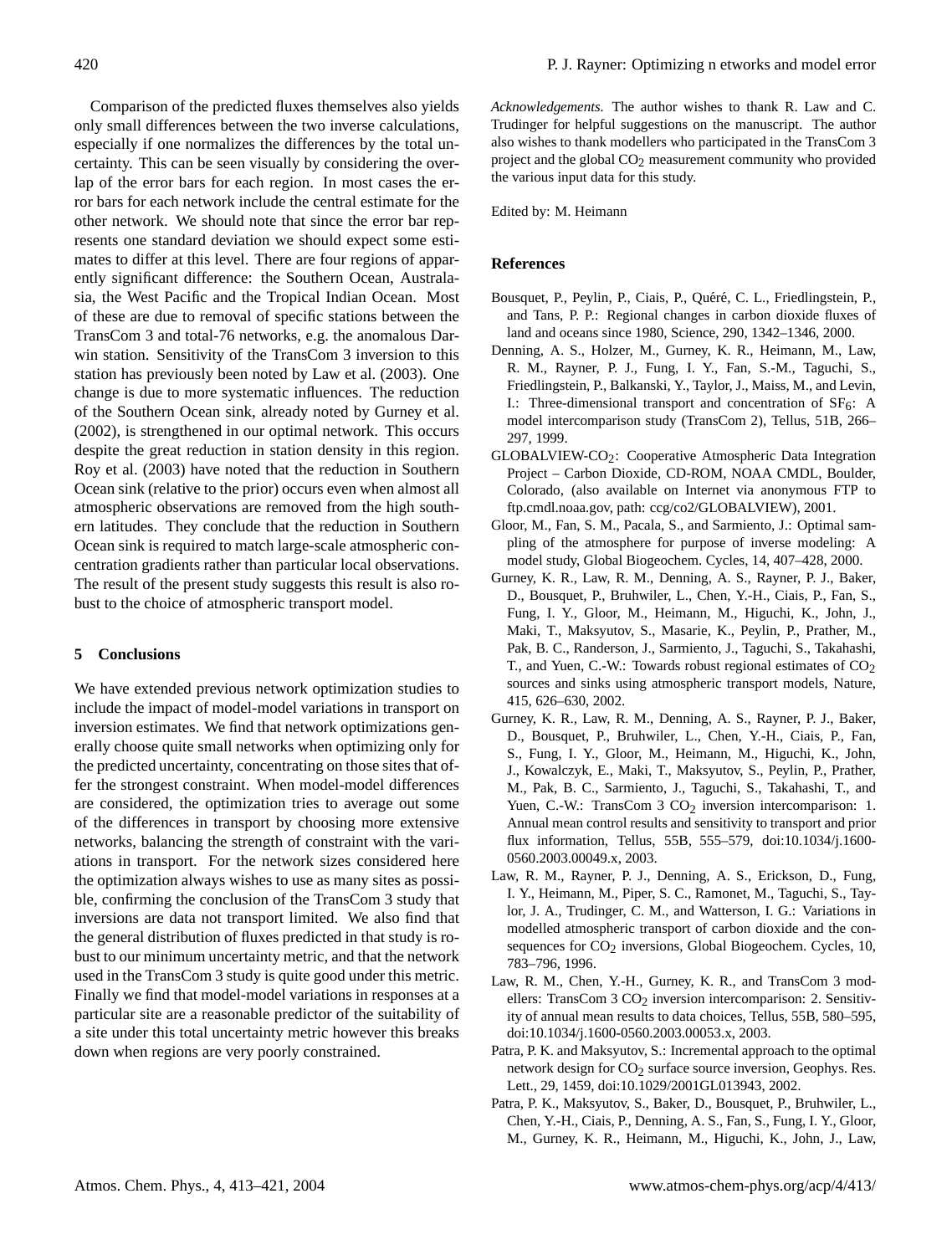Comparison of the predicted fluxes themselves also yields only small differences between the two inverse calculations, especially if one normalizes the differences by the total uncertainty. This can be seen visually by considering the overlap of the error bars for each region. In most cases the error bars for each network include the central estimate for the other network. We should note that since the error bar represents one standard deviation we should expect some estimates to differ at this level. There are four regions of apparently significant difference: the Southern Ocean, Australasia, the West Pacific and the Tropical Indian Ocean. Most of these are due to removal of specific stations between the TransCom 3 and total-76 networks, e.g. the anomalous Darwin station. Sensitivity of the TransCom 3 inversion to this station has previously been noted by Law et al. (2003). One change is due to more systematic influences. The reduction of the Southern Ocean sink, already noted by Gurney et al. (2002), is strengthened in our optimal network. This occurs despite the great reduction in station density in this region. Roy et al. (2003) have noted that the reduction in Southern Ocean sink (relative to the prior) occurs even when almost all atmospheric observations are removed from the high southern latitudes. They conclude that the reduction in Southern Ocean sink is required to match large-scale atmospheric concentration gradients rather than particular local observations. The result of the present study suggests this result is also robust to the choice of atmospheric transport model.

## 5 Conclusions

We have extended previous network optimization studies to include the impact of model-model variations in transport on inversion estimates. We find that network optimizations generally choose quite small networks when optimizing only for the predicted uncertainty, concentrating on those sites that offer the strongest constraint. When model-model differences are considered, the optimization tries to average out some of the differences in transport by choosing more extensive networks, balancing the strength of constraint with the variations in transport. For the network sizes considered here the optimization always wishes to use as many sites as possible, confirming the conclusion of the TransCom 3 study that inversions are data not transport limited. We also find that the general distribution of fluxes predicted in that study is robust to our minimum uncertainty metric, and that the network used in the TransCom 3 study is quite good under this metric. Finally we find that model-model variations in responses at a particular site are a reasonable predictor of the suitability of a site under this total uncertainty metric however this breaks down when regions are very poorly constrained.

*Acknowledgements.* The author wishes to thank R. Law and C. Trudinger for helpful suggestions on the manuscript. The author also wishes to thank modellers who participated in the TransCom 3 project and the global $CO_2$ measurement community who provided the various input data for this study.

Edited by: M. Heimann

## References

Bousquet, P., Peylin, P., Ciais, P., Quéré, C. L., Friedlingstein, P., and Tans, P. P.: Regional changes in carbon dioxide fluxes of land and oceans since 1980, Science, 290, 1342–1346, 2000.

Denning, A. S., Holzer, M., Gurney, K. R., Heimann, M., Law, R. M., Rayner, P. J., Fung, I. Y., Fan, S.-M., Taguchi, S., Friedlingstein, P., Balkanski, Y., Taylor, J., Maiss, M., and Levin, I.: Three-dimensional transport and concentration of $SF_6$: A model intercomparison study (TransCom 2), Tellus, 51B, 266–297, 1999.

GLOBALVIEW-$CO_2$: Cooperative Atmospheric Data Integration Project – Carbon Dioxide, CD-ROM, NOAA CMDL, Boulder, Colorado, (also available on Internet via anonymous FTP to ftp.cmdl.noaa.gov, path: ccg/co2/GLOBALVIEW), 2001.

Gloor, M., Fan, S. M., Pacala, S., and Sarmiento, J.: Optimal sampling of the atmosphere for purpose of inverse modeling: A model study, Global Biogeochem. Cycles, 14, 407–428, 2000.

Gurney, K. R., Law, R. M., Denning, A. S., Rayner, P. J., Baker, D., Bousquet, P., Bruhwiler, L., Chen, Y.-H., Ciais, P., Fan, S., Fung, I. Y., Gloor, M., Heimann, M., Higuchi, K., John, J., Maki, T., Maksyutov, S., Masarie, K., Peylin, P., Prather, M., Pak, B. C., Randerson, J., Sarmiento, J., Taguchi, S., Takahashi, T., and Yuen, C.-W.: Towards robust regional estimates of $CO_2$ sources and sinks using atmospheric transport models, Nature, 415, 626–630, 2002.

Gurney, K. R., Law, R. M., Denning, A. S., Rayner, P. J., Baker, D., Bousquet, P., Bruhwiler, L., Chen, Y.-H., Ciais, P., Fan, S., Fung, I. Y., Gloor, M., Heimann, M., Higuchi, K., John, J., Kowalczyk, E., Maki, T., Maksyutov, S., Peylin, P., Prather, M., Pak, B. C., Sarmiento, J., Taguchi, S., Takahashi, T., and Yuen, C.-W.: TransCom 3 $CO_2$ inversion intercomparison: 1. Annual mean control results and sensitivity to transport and prior flux information, Tellus, 55B, 555–579, doi:10.1034/j.1600-0560.2003.00049.x, 2003.

Law, R. M., Rayner, P. J., Denning, A. S., Erickson, D., Fung, I. Y., Heimann, M., Piper, S. C., Ramonet, M., Taguchi, S., Taylor, J. A., Trudinger, C. M., and Watterson, I. G.: Variations in modelled atmospheric transport of carbon dioxide and the consequences for $CO_2$ inversions, Global Biogeochem. Cycles, 10, 783–796, 1996.

Law, R. M., Chen, Y.-H., Gurney, K. R., and TransCom 3 modellers: TransCom 3 $CO_2$ inversion intercomparison: 2. Sensitivity of annual mean results to data choices, Tellus, 55B, 580–595, doi:10.1034/j.1600-0560.2003.00053.x, 2003.

Patra, P. K. and Maksyutov, S.: Incremental approach to the optimal network design for $CO_2$ surface source inversion, Geophys. Res. Lett., 29, 1459, doi:10.1029/2001GL013943, 2002.

Patra, P. K., Maksyutov, S., Baker, D., Bousquet, P., Bruhwiler, L., Chen, Y.-H., Ciais, P., Denning, A. S., Fan, S., Fung, I. Y., Gloor, M., Gurney, K. R., Heimann, M., Higuchi, K., John, J., Law,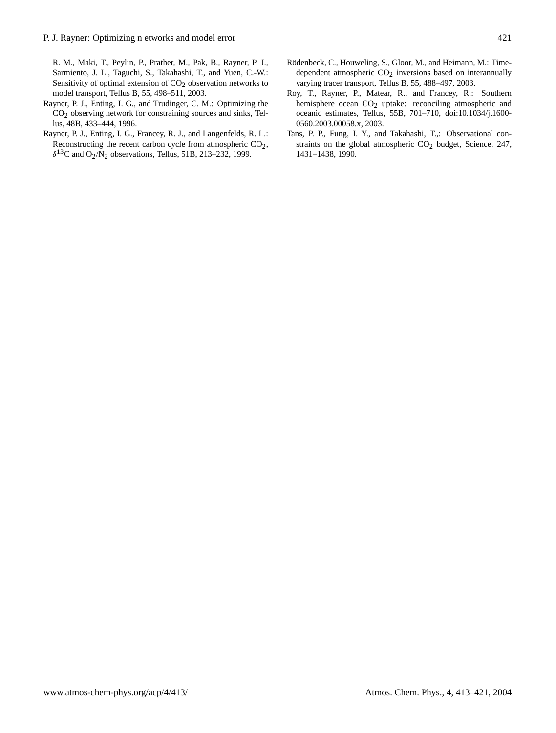R. M., Maki, T., Peylin, P., Prather, M., Pak, B., Rayner, P. J., Sarmiento, J. L., Taguchi, S., Takahashi, T., and Yuen, C.-W.: Sensitivity of optimal extension of $CO_2$ observation networks to model transport, Tellus B, 55, 498–511, 2003.

Rayner, P. J., Enting, I. G., and Trudinger, C. M.: Optimizing the $CO_2$ observing network for constraining sources and sinks, Tellus, 48B, 433–444, 1996.

Rayner, P. J., Enting, I. G., Francey, R. J., and Langenfelds, R. L.: Reconstructing the recent carbon cycle from atmospheric $CO_2$, $\delta^{13}C$ and $O_2/N_2$ observations, Tellus, 51B, 213–232, 1999.

Rödenbeck, C., Houweling, S., Gloor, M., and Heimann, M.: Time-dependent atmospheric $CO_2$ inversions based on interannually varying tracer transport, Tellus B, 55, 488–497, 2003.

Roy, T., Rayner, P., Matear, R., and Francey, R.: Southern hemisphere ocean $CO_2$ uptake: reconciling atmospheric and oceanic estimates, Tellus, 55B, 701–710, doi:10.1034/j.1600-0560.2003.00058.x, 2003.

Tans, P. P., Fung, I. Y., and Takahashi, T.,: Observational constraints on the global atmospheric $CO_2$ budget, Science, 247, 1431–1438, 1990.